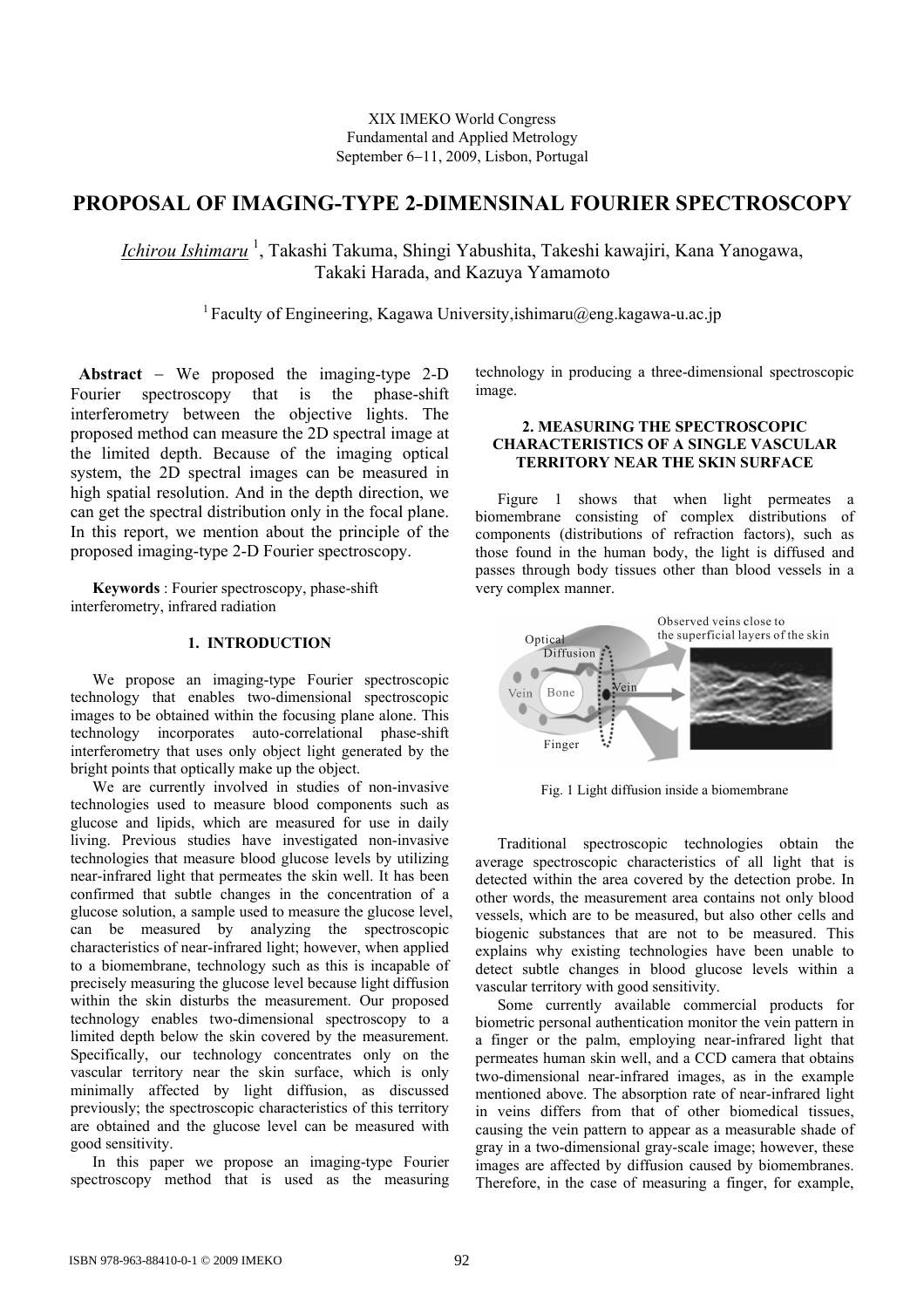XIX IMEKO World Congress
Fundamental and Applied Metrology
September 6−11, 2009, Lisbon, Portugal

# PROPOSAL OF IMAGING-TYPE 2-DIMENSINAL FOURIER SPECTROSCOPY

*Ichirou Ishimaru* [1], Takashi Takuma, Shingi Yabushita, Takeshi kawajiri, Kana Yanogawa, Takaki Harada, and Kazuya Yamamoto

[1] Faculty of Engineering, Kagawa University,ishimaru@eng.kagawa-u.ac.jp

**Abstract** − We proposed the imaging-type 2-D Fourier spectroscopy that is the phase-shift interferometry between the objective lights. The proposed method can measure the 2D spectral image at the limited depth. Because of the imaging optical system, the 2D spectral images can be measured in high spatial resolution. And in the depth direction, we can get the spectral distribution only in the focal plane. In this report, we mention about the principle of the proposed imaging-type 2-D Fourier spectroscopy.

**Keywords** : Fourier spectroscopy, phase-shift interferometry, infrared radiation

## 1. INTRODUCTION

We propose an imaging-type Fourier spectroscopic technology that enables two-dimensional spectroscopic images to be obtained within the focusing plane alone. This technology incorporates auto-correlational phase-shift interferometry that uses only object light generated by the bright points that optically make up the object.

We are currently involved in studies of non-invasive technologies used to measure blood components such as glucose and lipids, which are measured for use in daily living. Previous studies have investigated non-invasive technologies that measure blood glucose levels by utilizing near-infrared light that permeates the skin well. It has been confirmed that subtle changes in the concentration of a glucose solution, a sample used to measure the glucose level, can be measured by analyzing the spectroscopic characteristics of near-infrared light; however, when applied to a biomembrane, technology such as this is incapable of precisely measuring the glucose level because light diffusion within the skin disturbs the measurement. Our proposed technology enables two-dimensional spectroscopy to a limited depth below the skin covered by the measurement. Specifically, our technology concentrates only on the vascular territory near the skin surface, which is only minimally affected by light diffusion, as discussed previously; the spectroscopic characteristics of this territory are obtained and the glucose level can be measured with good sensitivity.

In this paper we propose an imaging-type Fourier spectroscopy method that is used as the measuring technology in producing a three-dimensional spectroscopic image.

## 2. MEASURING THE SPECTROSCOPIC CHARACTERISTICS OF A SINGLE VASCULAR TERRITORY NEAR THE SKIN SURFACE

Figure 1 shows that when light permeates a biomembrane consisting of complex distributions of components (distributions of refraction factors), such as those found in the human body, the light is diffused and passes through body tissues other than blood vessels in a very complex manner.

Fig. 1 Light diffusion inside a biomembrane

Traditional spectroscopic technologies obtain the average spectroscopic characteristics of all light that is detected within the area covered by the detection probe. In other words, the measurement area contains not only blood vessels, which are to be measured, but also other cells and biogenic substances that are not to be measured. This explains why existing technologies have been unable to detect subtle changes in blood glucose levels within a vascular territory with good sensitivity.

Some currently available commercial products for biometric personal authentication monitor the vein pattern in a finger or the palm, employing near-infrared light that permeates human skin well, and a CCD camera that obtains two-dimensional near-infrared images, as in the example mentioned above. The absorption rate of near-infrared light in veins differs from that of other biomedical tissues, causing the vein pattern to appear as a measurable shade of gray in a two-dimensional gray-scale image; however, these images are affected by diffusion caused by biomembranes. Therefore, in the case of measuring a finger, for example,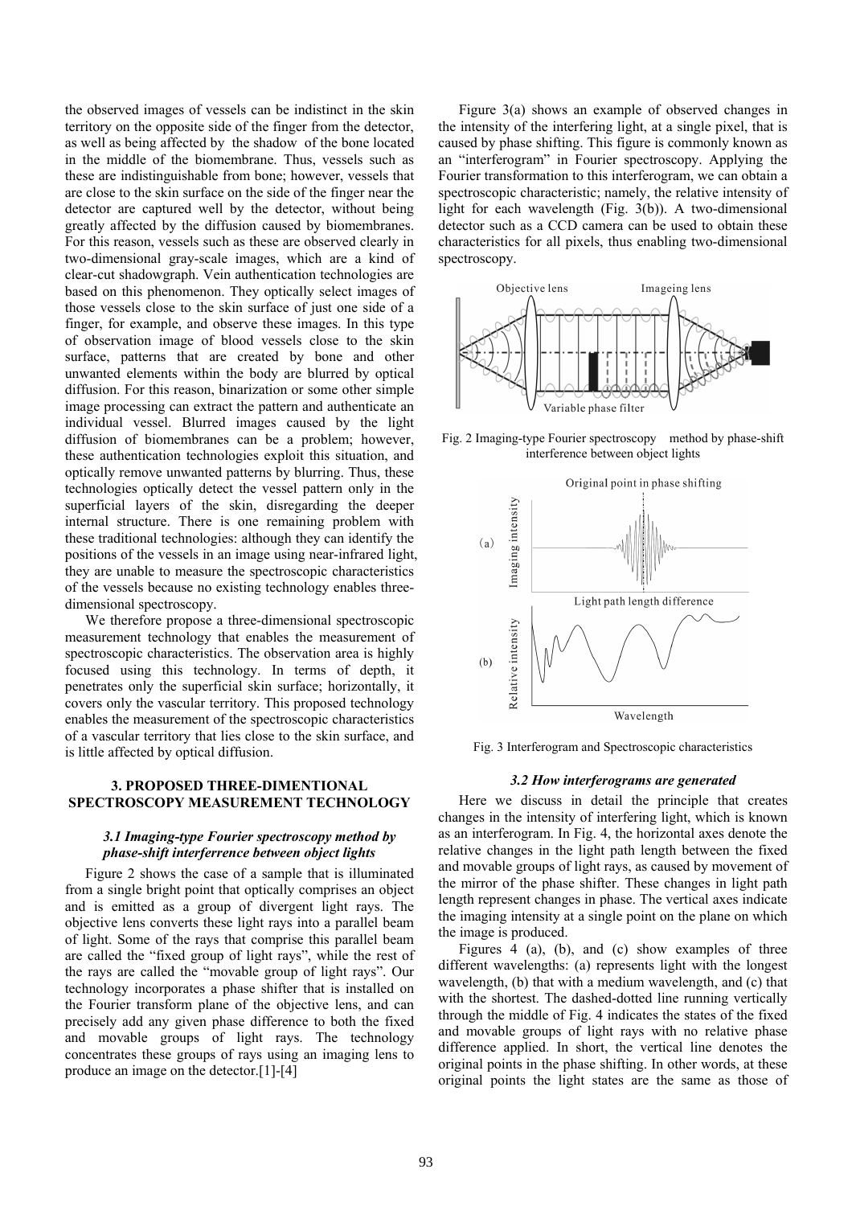the observed images of vessels can be indistinct in the skin territory on the opposite side of the finger from the detector, as well as being affected by the shadow of the bone located in the middle of the biomembrane. Thus, vessels such as these are indistinguishable from bone; however, vessels that are close to the skin surface on the side of the finger near the detector are captured well by the detector, without being greatly affected by the diffusion caused by biomembranes. For this reason, vessels such as these are observed clearly in two-dimensional gray-scale images, which are a kind of clear-cut shadowgraph. Vein authentication technologies are based on this phenomenon. They optically select images of those vessels close to the skin surface of just one side of a finger, for example, and observe these images. In this type of observation image of blood vessels close to the skin surface, patterns that are created by bone and other unwanted elements within the body are blurred by optical diffusion. For this reason, binarization or some other simple image processing can extract the pattern and authenticate an individual vessel. Blurred images caused by the light diffusion of biomembranes can be a problem; however, these authentication technologies exploit this situation, and optically remove unwanted patterns by blurring. Thus, these technologies optically detect the vessel pattern only in the superficial layers of the skin, disregarding the deeper internal structure. There is one remaining problem with these traditional technologies: although they can identify the positions of the vessels in an image using near-infrared light, they are unable to measure the spectroscopic characteristics of the vessels because no existing technology enables three-dimensional spectroscopy.

We therefore propose a three-dimensional spectroscopic measurement technology that enables the measurement of spectroscopic characteristics. The observation area is highly focused using this technology. In terms of depth, it penetrates only the superficial skin surface; horizontally, it covers only the vascular territory. This proposed technology enables the measurement of the spectroscopic characteristics of a vascular territory that lies close to the skin surface, and is little affected by optical diffusion.

## 3. PROPOSED THREE-DIMENTIONAL SPECTROSCOPY MEASUREMENT TECHNOLOGY

### *3.1 Imaging-type Fourier spectroscopy method by phase-shift interferrence between object lights*

Figure 2 shows the case of a sample that is illuminated from a single bright point that optically comprises an object and is emitted as a group of divergent light rays. The objective lens converts these light rays into a parallel beam of light. Some of the rays that comprise this parallel beam are called the "fixed group of light rays", while the rest of the rays are called the "movable group of light rays". Our technology incorporates a phase shifter that is installed on the Fourier transform plane of the objective lens, and can precisely add any given phase difference to both the fixed and movable groups of light rays. The technology concentrates these groups of rays using an imaging lens to produce an image on the detector.[1]-[4]

Figure 3(a) shows an example of observed changes in the intensity of the interfering light, at a single pixel, that is caused by phase shifting. This figure is commonly known as an "interferogram" in Fourier spectroscopy. Applying the Fourier transformation to this interferogram, we can obtain a spectroscopic characteristic; namely, the relative intensity of light for each wavelength (Fig. 3(b)). A two-dimensional detector such as a CCD camera can be used to obtain these characteristics for all pixels, thus enabling two-dimensional spectroscopy.

Objective lens

Imageing lens

Variable phase filter

Fig. 2 Imaging-type Fourier spectroscopy method by phase-shift interference between object lights

Original point in phase shifting

(a)

Imaging intensity

Light path length difference

(b)

Relative intensity

Wavelength

Fig. 3 Interferogram and Spectroscopic characteristics

### *3.2 How interferograms are generated*

Here we discuss in detail the principle that creates changes in the intensity of interfering light, which is known as an interferogram. In Fig. 4, the horizontal axes denote the relative changes in the light path length between the fixed and movable groups of light rays, as caused by movement of the mirror of the phase shifter. These changes in light path length represent changes in phase. The vertical axes indicate the imaging intensity at a single point on the plane on which the image is produced.

Figures 4 (a), (b), and (c) show examples of three different wavelengths: (a) represents light with the longest wavelength, (b) that with a medium wavelength, and (c) that with the shortest. The dashed-dotted line running vertically through the middle of Fig. 4 indicates the states of the fixed and movable groups of light rays with no relative phase difference applied. In short, the vertical line denotes the original points in the phase shifting. In other words, at these original points the light states are the same as those of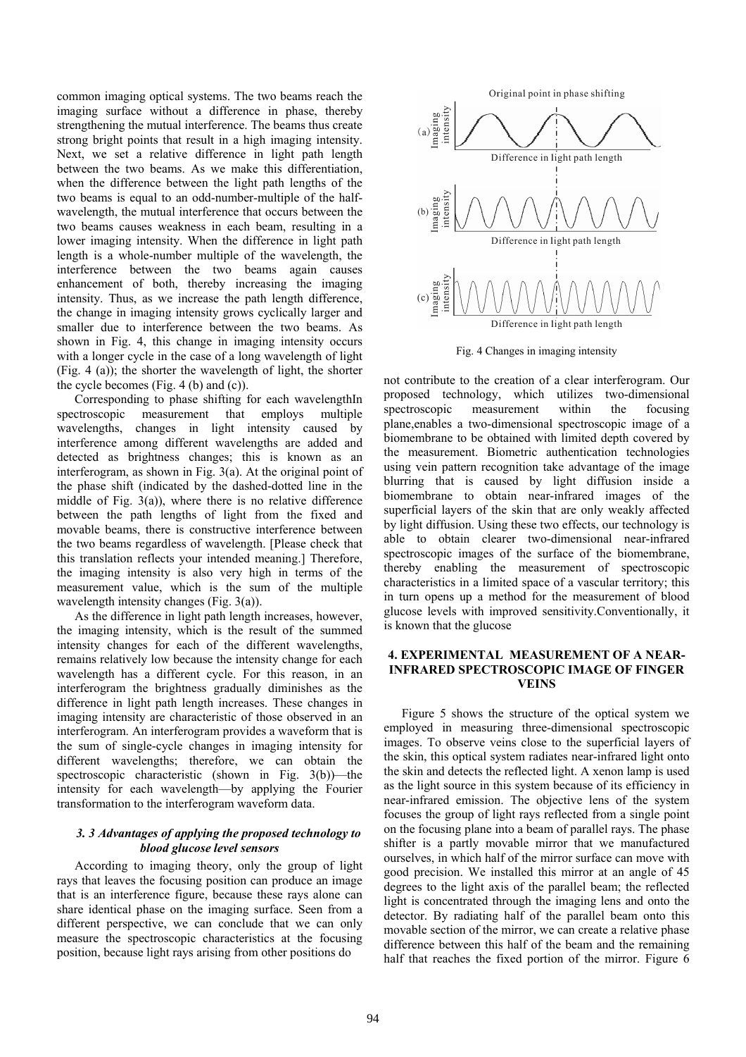common imaging optical systems. The two beams reach the imaging surface without a difference in phase, thereby strengthening the mutual interference. The beams thus create strong bright points that result in a high imaging intensity. Next, we set a relative difference in light path length between the two beams. As we make this differentiation, when the difference between the light path lengths of the two beams is equal to an odd-number-multiple of the half-wavelength, the mutual interference that occurs between the two beams causes weakness in each beam, resulting in a lower imaging intensity. When the difference in light path length is a whole-number multiple of the wavelength, the interference between the two beams again causes enhancement of both, thereby increasing the imaging intensity. Thus, as we increase the path length difference, the change in imaging intensity grows cyclically larger and smaller due to interference between the two beams. As shown in Fig. 4, this change in imaging intensity occurs with a longer cycle in the case of a long wavelength of light (Fig. 4 (a)); the shorter the wavelength of light, the shorter the cycle becomes (Fig. 4 (b) and (c)).

Corresponding to phase shifting for each wavelengthIn spectroscopic measurement that employs multiple wavelengths, changes in light intensity caused by interference among different wavelengths are added and detected as brightness changes; this is known as an interferogram, as shown in Fig. 3(a). At the original point of the phase shift (indicated by the dashed-dotted line in the middle of Fig. 3(a)), where there is no relative difference between the path lengths of light from the fixed and movable beams, there is constructive interference between the two beams regardless of wavelength. [Please check that this translation reflects your intended meaning.] Therefore, the imaging intensity is also very high in terms of the measurement value, which is the sum of the multiple wavelength intensity changes (Fig. 3(a)).

As the difference in light path length increases, however, the imaging intensity, which is the result of the summed intensity changes for each of the different wavelengths, remains relatively low because the intensity change for each wavelength has a different cycle. For this reason, in an interferogram the brightness gradually diminishes as the difference in light path length increases. These changes in imaging intensity are characteristic of those observed in an interferogram. An interferogram provides a waveform that is the sum of single-cycle changes in imaging intensity for different wavelengths; therefore, we can obtain the spectroscopic characteristic (shown in Fig. 3(b))—the intensity for each wavelength—by applying the Fourier transformation to the interferogram waveform data.

### *3. 3 Advantages of applying the proposed technology to blood glucose level sensors*

According to imaging theory, only the group of light rays that leaves the focusing position can produce an image that is an interference figure, because these rays alone can share identical phase on the imaging surface. Seen from a different perspective, we can conclude that we can only measure the spectroscopic characteristics at the focusing position, because light rays arising from other positions do not contribute to the creation of a clear interferogram. Our proposed technology, which utilizes two-dimensional spectroscopic measurement within the focusing plane,enables a two-dimensional spectroscopic image of a biomembrane to be obtained with limited depth covered by the measurement. Biometric authentication technologies using vein pattern recognition take advantage of the image blurring that is caused by light diffusion inside a biomembrane to obtain near-infrared images of the superficial layers of the skin that are only weakly affected by light diffusion. Using these two effects, our technology is able to obtain clearer two-dimensional near-infrared spectroscopic images of the surface of the biomembrane, thereby enabling the measurement of spectroscopic characteristics in a limited space of a vascular territory; this in turn opens up a method for the measurement of blood glucose levels with improved sensitivity.Conventionally, it is known that the glucose

Original point in phase shifting

(a) Imaging intensity

Difference in light path length

(b) Imaging intensity

Difference in light path length

(c) Imaging intensity

Difference in light path length

Fig. 4 Changes in imaging intensity

## 4. EXPERIMENTAL MEASUREMENT OF A NEAR-INFRARED SPECTROSCOPIC IMAGE OF FINGER VEINS

Figure 5 shows the structure of the optical system we employed in measuring three-dimensional spectroscopic images. To observe veins close to the superficial layers of the skin, this optical system radiates near-infrared light onto the skin and detects the reflected light. A xenon lamp is used as the light source in this system because of its efficiency in near-infrared emission. The objective lens of the system focuses the group of light rays reflected from a single point on the focusing plane into a beam of parallel rays. The phase shifter is a partly movable mirror that we manufactured ourselves, in which half of the mirror surface can move with good precision. We installed this mirror at an angle of 45 degrees to the light axis of the parallel beam; the reflected light is concentrated through the imaging lens and onto the detector. By radiating half of the parallel beam onto this movable section of the mirror, we can create a relative phase difference between this half of the beam and the remaining half that reaches the fixed portion of the mirror. Figure 6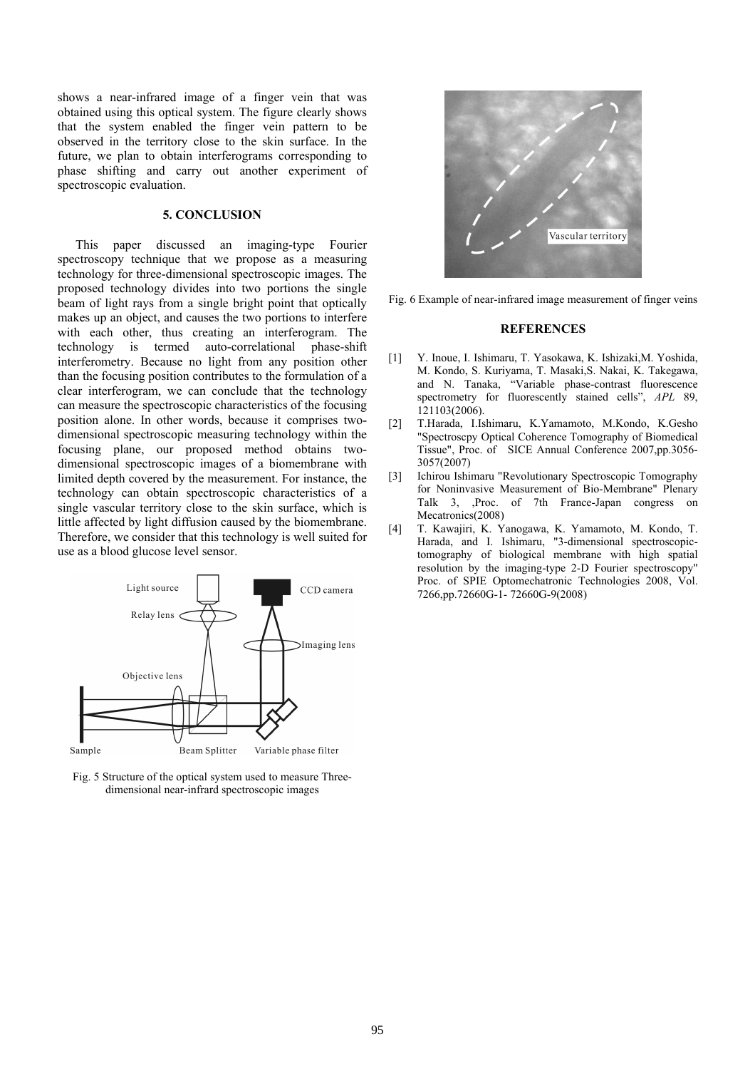shows a near-infrared image of a finger vein that was obtained using this optical system. The figure clearly shows that the system enabled the finger vein pattern to be observed in the territory close to the skin surface. In the future, we plan to obtain interferograms corresponding to phase shifting and carry out another experiment of spectroscopic evaluation.

## 5. CONCLUSION

This paper discussed an imaging-type Fourier spectroscopy technique that we propose as a measuring technology for three-dimensional spectroscopic images. The proposed technology divides into two portions the single beam of light rays from a single bright point that optically makes up an object, and causes the two portions to interfere with each other, thus creating an interferogram. The technology is termed auto-correlational phase-shift interferometry. Because no light from any position other than the focusing position contributes to the formulation of a clear interferogram, we can conclude that the technology can measure the spectroscopic characteristics of the focusing position alone. In other words, because it comprises two-dimensional spectroscopic measuring technology within the focusing plane, our proposed method obtains two-dimensional spectroscopic images of a biomembrane with limited depth covered by the measurement. For instance, the technology can obtain spectroscopic characteristics of a single vascular territory close to the skin surface, which is little affected by light diffusion caused by the biomembrane. Therefore, we consider that this technology is well suited for use as a blood glucose level sensor.

Light source
CCD camera
Relay lens
Imaging lens
Objective lens
Sample
Beam Splitter
Variable phase filter

Fig. 5 Structure of the optical system used to measure Three-dimensional near-infrard spectroscopic images

Vascular territory

Fig. 6 Example of near-infrared image measurement of finger veins

## REFERENCES

[1] Y. Inoue, I. Ishimaru, T. Yasokawa, K. Ishizaki,M. Yoshida, M. Kondo, S. Kuriyama, T. Masaki,S. Nakai, K. Takegawa, and N. Tanaka, "Variable phase-contrast fluorescence spectrometry for fluorescently stained cells", *APL* 89, 121103(2006).

[2] T.Harada, I.Ishimaru, K.Yamamoto, M.Kondo, K.Gesho "Spectroscpy Optical Coherence Tomography of Biomedical Tissue", Proc. of SICE Annual Conference 2007,pp.3056-3057(2007)

[3] Ichirou Ishimaru "Revolutionary Spectroscopic Tomography for Noninvasive Measurement of Bio-Membrane" Plenary Talk 3, ,Proc. of 7th France-Japan congress on Mecatronics(2008)

[4] T. Kawajiri, K. Yanogawa, K. Yamamoto, M. Kondo, T. Harada, and I. Ishimaru, "3-dimensional spectroscopic-tomography of biological membrane with high spatial resolution by the imaging-type 2-D Fourier spectroscopy" Proc. of SPIE Optomechatronic Technologies 2008, Vol. 7266,pp.72660G-1- 72660G-9(2008)